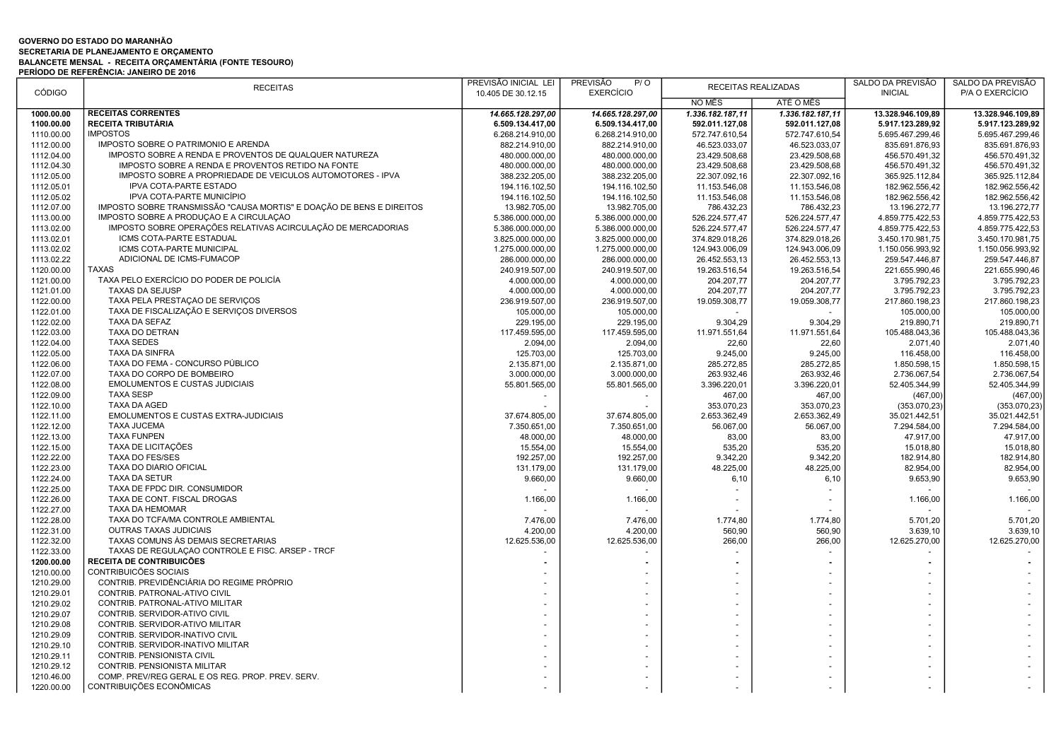**GOVERNO DO ESTADO DO MARANHÃO**
**SECRETARIA DE PLANEJAMENTO E ORÇAMENTO**
**BALANCETE MENSAL - RECEITA ORÇAMENTÁRIA (FONTE TESOURO)**
**PERÍODO DE REFERÊNCIA: JANEIRO DE 2016**

| CÓDIGO | RECEITAS | PREVISÃO INICIAL LEI 10.405 DE 30.12.15 | PREVISÃO P/O EXERCÍCIO | RECEITAS REALIZADAS | | SALDO DA PREVISÃO INICIAL | SALDO DA PREVISÃO P/A O EXERCÍCIO |
|---|---|---|---|---|---|---|---|
| | | | | NO MÊS | ATÉ O MÊS | | |
| **1000.00.00** | **RECEITAS CORRENTES** | ***14.665.128.297,00*** | ***14.665.128.297,00*** | ***1.336.182.187,11*** | ***1.336.182.187,11*** | **13.328.946.109,89** | **13.328.946.109,89** |
| **1100.00.00** | **RECEITA TRIBUTÁRIA** | **6.509.134.417,00** | **6.509.134.417,00** | **592.011.127,08** | **592.011.127,08** | **5.917.123.289,92** | **5.917.123.289,92** |
| 1110.00.00 | IMPOSTOS | 6.268.214.910,00 | 6.268.214.910,00 | 572.747.610,54 | 572.747.610,54 | 5.695.467.299,46 | 5.695.467.299,46 |
| 1112.00.00 | IMPOSTO SOBRE O PATRIMONIO E ARENDA | 882.214.910,00 | 882.214.910,00 | 46.523.033,07 | 46.523.033,07 | 835.691.876,93 | 835.691.876,93 |
| 1112.04.00 | IMPOSTO SOBRE A RENDA E PROVENTOS DE QUALQUER NATUREZA | 480.000.000,00 | 480.000.000,00 | 23.429.508,68 | 23.429.508,68 | 456.570.491,32 | 456.570.491,32 |
| 1112.04.30 | IMPOSTO SOBRE A RENDA E PROVENTOS RETIDO NA FONTE | 480.000.000,00 | 480.000.000,00 | 23.429.508,68 | 23.429.508,68 | 456.570.491,32 | 456.570.491,32 |
| 1112.05.00 | IMPOSTO SOBRE A PROPRIEDADE DE VEICULOS AUTOMOTORES - IPVA | 388.232.205,00 | 388.232.205,00 | 22.307.092,16 | 22.307.092,16 | 365.925.112,84 | 365.925.112,84 |
| 1112.05.01 | IPVA COTA-PARTE ESTADO | 194.116.102,50 | 194.116.102,50 | 11.153.546,08 | 11.153.546,08 | 182.962.556,42 | 182.962.556,42 |
| 1112.05.02 | IPVA COTA-PARTE MUNICÍPIO | 194.116.102,50 | 194.116.102,50 | 11.153.546,08 | 11.153.546,08 | 182.962.556,42 | 182.962.556,42 |
| 1112.07.00 | IMPOSTO SOBRE TRANSMISSÃO "CAUSA MORTIS" E DOAÇÃO DE BENS E DIREITOS | 13.982.705,00 | 13.982.705,00 | 786.432,23 | 786.432,23 | 13.196.272,77 | 13.196.272,77 |
| 1113.00.00 | IMPOSTO SOBRE A PRODUÇAO E A CIRCULAÇAO | 5.386.000.000,00 | 5.386.000.000,00 | 526.224.577,47 | 526.224.577,47 | 4.859.775.422,53 | 4.859.775.422,53 |
| 1113.02.00 | IMPOSTO SOBRE OPERAÇÕES RELATIVAS ACIRCULAÇÃO DE MERCADORIAS | 5.386.000.000,00 | 5.386.000.000,00 | 526.224.577,47 | 526.224.577,47 | 4.859.775.422,53 | 4.859.775.422,53 |
| 1113.02.01 | ICMS COTA-PARTE ESTADUAL | 3.825.000.000,00 | 3.825.000.000,00 | 374.829.018,26 | 374.829.018,26 | 3.450.170.981,75 | 3.450.170.981,75 |
| 1113.02.02 | ICMS COTA-PARTE MUNICIPAL | 1.275.000.000,00 | 1.275.000.000,00 | 124.943.006,09 | 124.943.006,09 | 1.150.056.993,92 | 1.150.056.993,92 |
| 1113.02.22 | ADICIONAL DE ICMS-FUMACOP | 286.000.000,00 | 286.000.000,00 | 26.452.553,13 | 26.452.553,13 | 259.547.446,87 | 259.547.446,87 |
| 1120.00.00 | TAXAS | 240.919.507,00 | 240.919.507,00 | 19.263.516,54 | 19.263.516,54 | 221.655.990,46 | 221.655.990,46 |
| 1121.00.00 | TAXA PELO EXERCÍCIO DO PODER DE POLICÍA | 4.000.000,00 | 4.000.000,00 | 204.207,77 | 204.207,77 | 3.795.792,23 | 3.795.792,23 |
| 1121.01.00 | TAXAS DA SEJUSP | 4.000.000,00 | 4.000.000,00 | 204.207,77 | 204.207,77 | 3.795.792,23 | 3.795.792,23 |
| 1122.00.00 | TAXA PELA PRESTAÇAO DE SERVIÇOS | 236.919.507,00 | 236.919.507,00 | 19.059.308,77 | 19.059.308,77 | 217.860.198,23 | 217.860.198,23 |
| 1122.01.00 | TAXA DE FISCALIZAÇÃO E SERVIÇOS DIVERSOS | 105.000,00 | 105.000,00 | - | - | 105.000,00 | 105.000,00 |
| 1122.02.00 | TAXA DA SEFAZ | 229.195,00 | 229.195,00 | 9.304,29 | 9.304,29 | 219.890,71 | 219.890,71 |
| 1122.03.00 | TAXA DO DETRAN | 117.459.595,00 | 117.459.595,00 | 11.971.551,64 | 11.971.551,64 | 105.488.043,36 | 105.488.043,36 |
| 1122.04.00 | TAXA SEDES | 2.094,00 | 2.094,00 | 22,60 | 22,60 | 2.071,40 | 2.071,40 |
| 1122.05.00 | TAXA DA SINFRA | 125.703,00 | 125.703,00 | 9.245,00 | 9.245,00 | 116.458,00 | 116.458,00 |
| 1122.06.00 | TAXA DO FEMA - CONCURSO PÚBLICO | 2.135.871,00 | 2.135.871,00 | 285.272,85 | 285.272,85 | 1.850.598,15 | 1.850.598,15 |
| 1122.07.00 | TAXA DO CORPO DE BOMBEIRO | 3.000.000,00 | 3.000.000,00 | 263.932,46 | 263.932,46 | 2.736.067,54 | 2.736.067,54 |
| 1122.08.00 | EMOLUMENTOS E CUSTAS JUDICIAIS | 55.801.565,00 | 55.801.565,00 | 3.396.220,01 | 3.396.220,01 | 52.405.344,99 | 52.405.344,99 |
| 1122.09.00 | TAXA SESP | - | - | 467,00 | 467,00 | (467,00) | (467,00) |
| 1122.10.00 | TAXA DA AGED | - | - | 353.070,23 | 353.070,23 | (353.070,23) | (353.070,23) |
| 1122.11.00 | EMOLUMENTOS E CUSTAS EXTRA-JUDICIAIS | 37.674.805,00 | 37.674.805,00 | 2.653.362,49 | 2.653.362,49 | 35.021.442,51 | 35.021.442,51 |
| 1122.12.00 | TAXA JUCEMA | 7.350.651,00 | 7.350.651,00 | 56.067,00 | 56.067,00 | 7.294.584,00 | 7.294.584,00 |
| 1122.13.00 | TAXA FUNPEN | 48.000,00 | 48.000,00 | 83,00 | 83,00 | 47.917,00 | 47.917,00 |
| 1122.15.00 | TAXA DE LICITAÇÕES | 15.554,00 | 15.554,00 | 535,20 | 535,20 | 15.018,80 | 15.018,80 |
| 1122.22.00 | TAXA DO FES/SES | 192.257,00 | 192.257,00 | 9.342,20 | 9.342,20 | 182.914,80 | 182.914,80 |
| 1122.23.00 | TAXA DO DIARIO OFICIAL | 131.179,00 | 131.179,00 | 48.225,00 | 48.225,00 | 82.954,00 | 82.954,00 |
| 1122.24.00 | TAXA DA SETUR | 9.660,00 | 9.660,00 | 6,10 | 6,10 | 9.653,90 | 9.653,90 |
| 1122.25.00 | TAXA DE FPDC DIR. CONSUMIDOR | - | - | - | - | - | - |
| 1122.26.00 | TAXA DE CONT. FISCAL DROGAS | 1.166,00 | 1.166,00 | - | - | 1.166,00 | 1.166,00 |
| 1122.27.00 | TAXA DA HEMOMAR | - | - | - | - | - | - |
| 1122.28.00 | TAXA DO TCFA/MA CONTROLE AMBIENTAL | 7.476,00 | 7.476,00 | 1.774,80 | 1.774,80 | 5.701,20 | 5.701,20 |
| 1122.31.00 | OUTRAS TAXAS JUDICIAIS | 4.200,00 | 4.200,00 | 560,90 | 560,90 | 3.639,10 | 3.639,10 |
| 1122.32.00 | TAXAS COMUNS ÀS DEMAIS SECRETARIAS | 12.625.536,00 | 12.625.536,00 | 266,00 | 266,00 | 12.625.270,00 | 12.625.270,00 |
| 1122.33.00 | TAXAS DE REGULAÇAO CONTROLE E FISC. ARSEP - TRCF | - | - | - | - | - | - |
| **1200.00.00** | **RECEITA DE CONTRIBUICÕES** | **-** | **-** | **-** | **-** | **-** | **-** |
| 1210.00.00 | CONTRIBUICÕES SOCIAIS | - | - | - | - | - | - |
| 1210.29.00 | CONTRIB. PREVIDÊNCIÁRIA DO REGIME PRÓPRIO | - | - | - | - | - | - |
| 1210.29.01 | CONTRIB. PATRONAL-ATIVO CIVIL | - | - | - | - | - | - |
| 1210.29.02 | CONTRIB. PATRONAL-ATIVO MILITAR | - | - | - | - | - | - |
| 1210.29.07 | CONTRIB. SERVIDOR-ATIVO CIVIL | - | - | - | - | - | - |
| 1210.29.08 | CONTRIB. SERVIDOR-ATIVO MILITAR | - | - | - | - | - | - |
| 1210.29.09 | CONTRIB. SERVIDOR-INATIVO CIVIL | - | - | - | - | - | - |
| 1210.29.10 | CONTRIB. SERVIDOR-INATIVO MILITAR | - | - | - | - | - | - |
| 1210.29.11 | CONTRIB. PENSIONISTA CIVIL | - | - | - | - | - | - |
| 1210.29.12 | CONTRIB. PENSIONISTA MILITAR | - | - | - | - | - | - |
| 1210.46.00 | COMP. PREV/REG GERAL E OS REG. PROP. PREV. SERV. | - | - | - | - | - | - |
| 1220.00.00 | CONTRIBUIÇÕES ECONÔMICAS | - | - | - | - | - | - |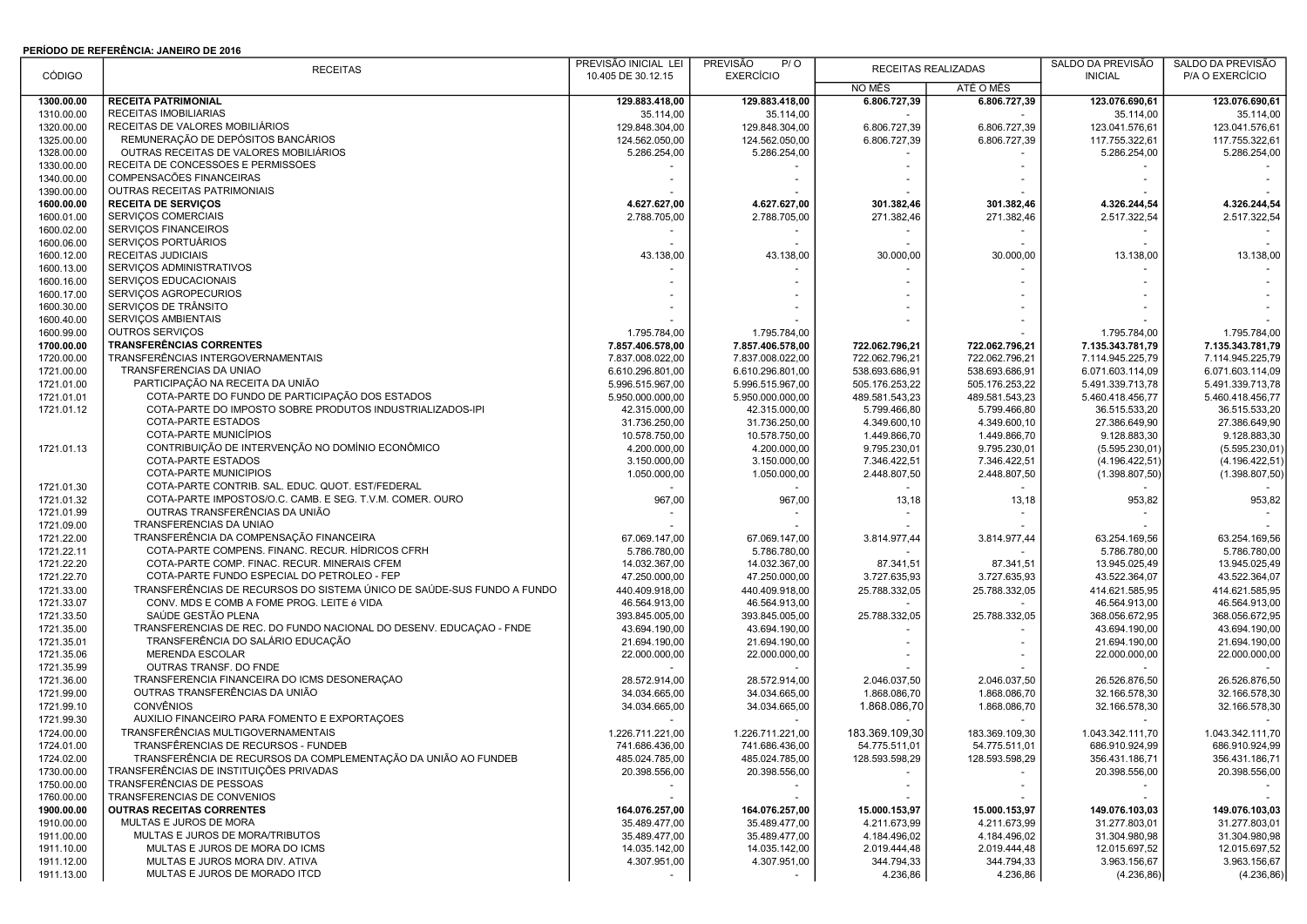**PERÍODO DE REFERÊNCIA: JANEIRO DE 2016**

| CÓDIGO | RECEITAS | PREVISÃO INICIAL LEI 10.405 DE 30.12.15 | PREVISÃO P/O EXERCÍCIO | RECEITAS REALIZADAS | | SALDO DA PREVISÃO INICIAL | SALDO DA PREVISÃO P/A O EXERCÍCIO |
|---|---|---|---|---|---|---|---|
| | | | | NO MÊS | ATÉ O MÊS | | |
| **1300.00.00** | **RECEITA PATRIMONIAL** | **129.883.418,00** | **129.883.418,00** | **6.806.727,39** | **6.806.727,39** | **123.076.690,61** | **123.076.690,61** |
| 1310.00.00 | RECEITAS IMOBILIARIAS | 35.114,00 | 35.114,00 | - | - | 35.114,00 | 35.114,00 |
| 1320.00.00 | RECEITAS DE VALORES MOBILIÁRIOS | 129.848.304,00 | 129.848.304,00 | 6.806.727,39 | 6.806.727,39 | 123.041.576,61 | 123.041.576,61 |
| 1325.00.00 | REMUNERAÇÃO DE DEPÓSITOS BANCÁRIOS | 124.562.050,00 | 124.562.050,00 | 6.806.727,39 | 6.806.727,39 | 117.755.322,61 | 117.755.322,61 |
| 1328.00.00 | OUTRAS RECEITAS DE VALORES MOBILIÁRIOS | 5.286.254,00 | 5.286.254,00 | - | - | 5.286.254,00 | 5.286.254,00 |
| 1330.00.00 | RECEITA DE CONCESSÕES E PERMISSÕES | - | - | - | - | - | - |
| 1340.00.00 | COMPENSACÕES FINANCEIRAS | - | - | - | - | - | - |
| 1390.00.00 | OUTRAS RECEITAS PATRIMONIAIS | - | - | - | - | - | - |
| **1600.00.00** | **RECEITA DE SERVIÇOS** | **4.627.627,00** | **4.627.627,00** | **301.382,46** | **301.382,46** | **4.326.244,54** | **4.326.244,54** |
| 1600.01.00 | SERVIÇOS COMERCIAIS | 2.788.705,00 | 2.788.705,00 | 271.382,46 | 271.382,46 | 2.517.322,54 | 2.517.322,54 |
| 1600.02.00 | SERVIÇOS FINANCEIROS | - | - | - | - | - | - |
| 1600.06.00 | SERVIÇOS PORTUÁRIOS | - | - | - | - | - | - |
| 1600.12.00 | RECEITAS JUDICIAIS | 43.138,00 | 43.138,00 | 30.000,00 | 30.000,00 | 13.138,00 | 13.138,00 |
| 1600.13.00 | SERVIÇOS ADMINISTRATIVOS | - | - | - | - | - | - |
| 1600.16.00 | SERVIÇOS EDUCACIONAIS | - | - | - | - | - | - |
| 1600.17.00 | SERVIÇOS AGROPECURIOS | - | - | - | - | - | - |
| 1600.30.00 | SERVIÇOS DE TRÂNSITO | - | - | - | - | - | - |
| 1600.40.00 | SERVIÇOS AMBIENTAIS | - | - | - | - | - | - |
| 1600.99.00 | OUTROS SERVIÇOS | 1.795.784,00 | 1.795.784,00 | - | - | 1.795.784,00 | 1.795.784,00 |
| **1700.00.00** | **TRANSFERÊNCIAS CORRENTES** | **7.857.406.578,00** | **7.857.406.578,00** | **722.062.796,21** | **722.062.796,21** | **7.135.343.781,79** | **7.135.343.781,79** |
| 1720.00.00 | TRANSFERÊNCIAS INTERGOVERNAMENTAIS | 7.837.008.022,00 | 7.837.008.022,00 | 722.062.796,21 | 722.062.796,21 | 7.114.945.225,79 | 7.114.945.225,79 |
| 1721.00.00 | TRANSFERENCIAS DA UNIAO | 6.610.296.801,00 | 6.610.296.801,00 | 538.693.686,91 | 538.693.686,91 | 6.071.603.114,09 | 6.071.603.114,09 |
| 1721.01.00 | PARTICIPAÇÃO NA RECEITA DA UNIÃO | 5.996.515.967,00 | 5.996.515.967,00 | 505.176.253,22 | 505.176.253,22 | 5.491.339.713,78 | 5.491.339.713,78 |
| 1721.01.01 | COTA-PARTE DO FUNDO DE PARTICIPAÇÃO DOS ESTADOS | 5.950.000.000,00 | 5.950.000.000,00 | 489.581.543,23 | 489.581.543,23 | 5.460.418.456,77 | 5.460.418.456,77 |
| 1721.01.12 | COTA-PARTE DO IMPOSTO SOBRE PRODUTOS INDUSTRIALIZADOS-IPI | 42.315.000,00 | 42.315.000,00 | 5.799.466,80 | 5.799.466,80 | 36.515.533,20 | 36.515.533,20 |
| | COTA-PARTE ESTADOS | 31.736.250,00 | 31.736.250,00 | 4.349.600,10 | 4.349.600,10 | 27.386.649,90 | 27.386.649,90 |
| | COTA-PARTE MUNICÍPIOS | 10.578.750,00 | 10.578.750,00 | 1.449.866,70 | 1.449.866,70 | 9.128.883,30 | 9.128.883,30 |
| 1721.01.13 | CONTRIBUIÇÃO DE INTERVENÇÃO NO DOMÍNIO ECONÔMICO | 4.200.000,00 | 4.200.000,00 | 9.795.230,01 | 9.795.230,01 | (5.595.230,01) | (5.595.230,01) |
| | COTA-PARTE ESTADOS | 3.150.000,00 | 3.150.000,00 | 7.346.422,51 | 7.346.422,51 | (4.196.422,51) | (4.196.422,51) |
| | COTA-PARTE MUNICIPIOS | 1.050.000,00 | 1.050.000,00 | 2.448.807,50 | 2.448.807,50 | (1.398.807,50) | (1.398.807,50) |
| 1721.01.30 | COTA-PARTE CONTRIB. SAL. EDUC. QUOT. EST/FEDERAL | - | - | - | - | - | - |
| 1721.01.32 | COTA-PARTE IMPOSTOS/O.C. CAMB. E SEG. T.V.M. COMER. OURO | 967,00 | 967,00 | 13,18 | 13,18 | 953,82 | 953,82 |
| 1721.01.99 | OUTRAS TRANSFERÊNCIAS DA UNIÃO | - | - | - | - | - | - |
| 1721.09.00 | TRANSFERENCIAS DA UNIAO | - | - | - | - | - | - |
| 1721.22.00 | TRANSFERÊNCIA DA COMPENSAÇÃO FINANCEIRA | 67.069.147,00 | 67.069.147,00 | 3.814.977,44 | 3.814.977,44 | 63.254.169,56 | 63.254.169,56 |
| 1721.22.11 | COTA-PARTE COMPENS. FINANC. RECUR. HÍDRICOS CFRH | 5.786.780,00 | 5.786.780,00 | - | - | 5.786.780,00 | 5.786.780,00 |
| 1721.22.20 | COTA-PARTE COMP. FINAC. RECUR. MINERAIS CFEM | 14.032.367,00 | 14.032.367,00 | 87.341,51 | 87.341,51 | 13.945.025,49 | 13.945.025,49 |
| 1721.22.70 | COTA-PARTE FUNDO ESPECIAL DO PETROLEO - FEP | 47.250.000,00 | 47.250.000,00 | 3.727.635,93 | 3.727.635,93 | 43.522.364,07 | 43.522.364,07 |
| 1721.33.00 | TRANSFERÊNCIAS DE RECURSOS DO SISTEMA ÚNICO DE SAÚDE-SUS FUNDO A FUNDO | 440.409.918,00 | 440.409.918,00 | 25.788.332,05 | 25.788.332,05 | 414.621.585,95 | 414.621.585,95 |
| 1721.33.07 | CONV. MDS E COMB A FOME PROG. LEITE é VIDA | 46.564.913,00 | 46.564.913,00 | - | - | 46.564.913,00 | 46.564.913,00 |
| 1721.33.50 | SAÚDE GESTÃO PLENA | 393.845.005,00 | 393.845.005,00 | 25.788.332,05 | 25.788.332,05 | 368.056.672,95 | 368.056.672,95 |
| 1721.35.00 | TRANSFERÊNCIAS DE REC. DO FUNDO NACIONAL DO DESENV. EDUCAÇÃO - FNDE | 43.694.190,00 | 43.694.190,00 | - | - | 43.694.190,00 | 43.694.190,00 |
| 1721.35.01 | TRANSFERÊNCIA DO SALÁRIO EDUCAÇÃO | 21.694.190,00 | 21.694.190,00 | - | - | 21.694.190,00 | 21.694.190,00 |
| 1721.35.06 | MERENDA ESCOLAR | 22.000.000,00 | 22.000.000,00 | - | - | 22.000.000,00 | 22.000.000,00 |
| 1721.35.99 | OUTRAS TRANSF. DO FNDE | - | - | - | - | - | - |
| 1721.36.00 | TRANSFERENCIA FINANCEIRA DO ICMS DESONERAÇAO | 28.572.914,00 | 28.572.914,00 | 2.046.037,50 | 2.046.037,50 | 26.526.876,50 | 26.526.876,50 |
| 1721.99.00 | OUTRAS TRANSFERÊNCIAS DA UNIÃO | 34.034.665,00 | 34.034.665,00 | 1.868.086,70 | 1.868.086,70 | 32.166.578,30 | 32.166.578,30 |
| 1721.99.10 | CONVÊNIOS | 34.034.665,00 | 34.034.665,00 | 1.868.086,70 | 1.868.086,70 | 32.166.578,30 | 32.166.578,30 |
| 1721.99.30 | AUXILIO FINANCEIRO PARA FOMENTO E EXPORTAÇOES | - | - | - | - | - | - |
| 1724.00.00 | TRANSFERÊNCIAS MULTIGOVERNAMENTAIS | 1.226.711.221,00 | 1.226.711.221,00 | 183.369.109,30 | 183.369.109,30 | 1.043.342.111,70 | 1.043.342.111,70 |
| 1724.01.00 | TRANSFÊRENCIAS DE RECURSOS - FUNDEB | 741.686.436,00 | 741.686.436,00 | 54.775.511,01 | 54.775.511,01 | 686.910.924,99 | 686.910.924,99 |
| 1724.02.00 | TRANSFERÊNCIA DE RECURSOS DA COMPLEMENTAÇÃO DA UNIÃO AO FUNDEB | 485.024.785,00 | 485.024.785,00 | 128.593.598,29 | 128.593.598,29 | 356.431.186,71 | 356.431.186,71 |
| 1730.00.00 | TRANSFERÊNCIAS DE INSTITUIÇÕES PRIVADAS | 20.398.556,00 | 20.398.556,00 | - | - | 20.398.556,00 | 20.398.556,00 |
| 1750.00.00 | TRANSFERÊNCIAS DE PESSOAS | - | - | - | - | - | - |
| 1760.00.00 | TRANSFERENCIAS DE CONVENIOS | - | - | - | - | - | - |
| **1900.00.00** | **OUTRAS RECEITAS CORRENTES** | **164.076.257,00** | **164.076.257,00** | **15.000.153,97** | **15.000.153,97** | **149.076.103,03** | **149.076.103,03** |
| 1910.00.00 | MULTAS E JUROS DE MORA | 35.489.477,00 | 35.489.477,00 | 4.211.673,99 | 4.211.673,99 | 31.277.803,01 | 31.277.803,01 |
| 1911.00.00 | MULTAS E JUROS DE MORA/TRIBUTOS | 35.489.477,00 | 35.489.477,00 | 4.184.496,02 | 4.184.496,02 | 31.304.980,98 | 31.304.980,98 |
| 1911.10.00 | MULTAS E JUROS DE MORA DO ICMS | 14.035.142,00 | 14.035.142,00 | 2.019.444,48 | 2.019.444,48 | 12.015.697,52 | 12.015.697,52 |
| 1911.12.00 | MULTAS E JUROS MORA DIV. ATIVA | 4.307.951,00 | 4.307.951,00 | 344.794,33 | 344.794,33 | 3.963.156,67 | 3.963.156,67 |
| 1911.13.00 | MULTAS E JUROS DE MORADO ITCD | - | - | 4.236,86 | 4.236,86 | (4.236,86) | (4.236,86) |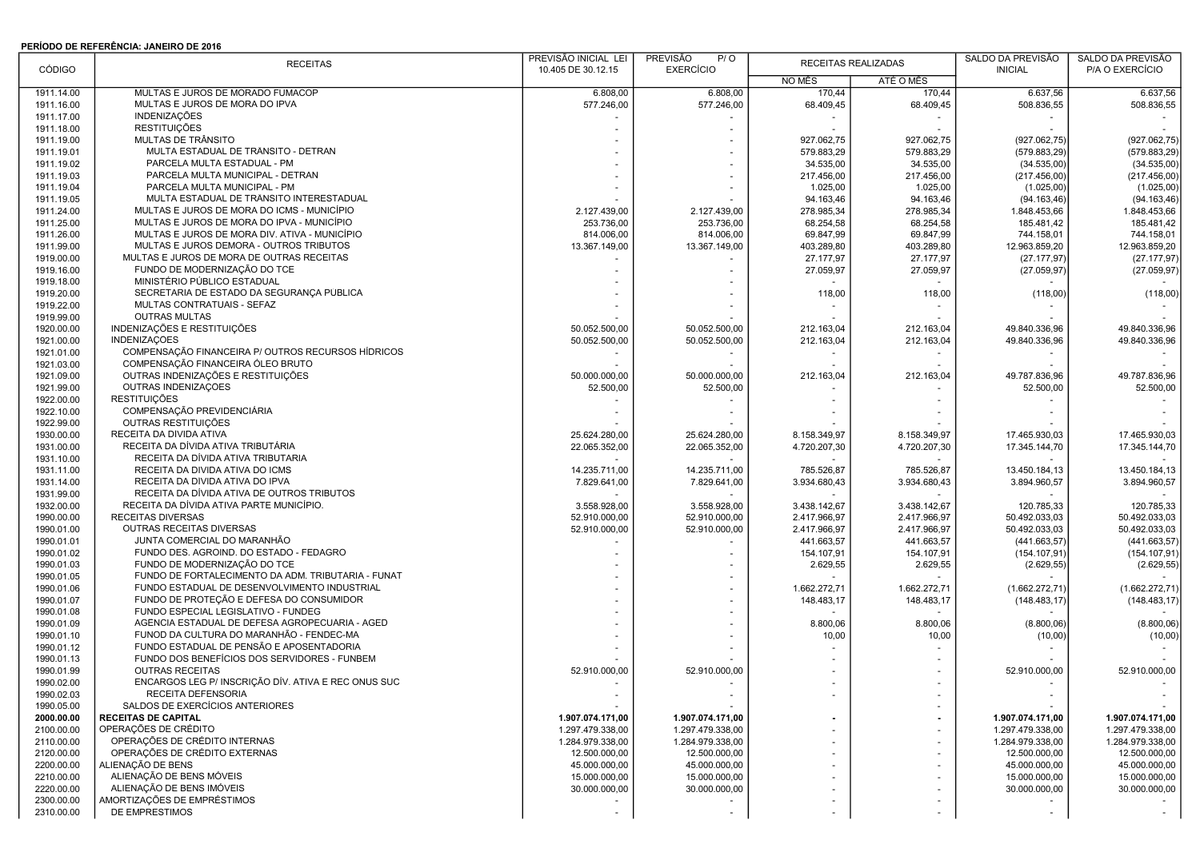**PERÍODO DE REFERÊNCIA: JANEIRO DE 2016**

| CÓDIGO | RECEITAS | PREVISÃO INICIAL LEI 10.405 DE 30.12.15 | PREVISÃO P/ O EXERCÍCIO | RECEITAS REALIZADAS | | SALDO DA PREVISÃO INICIAL | SALDO DA PREVISÃO P/A O EXERCÍCIO |
|---|---|---|---|---|---|---|---|
| | | | | NO MÊS | ATÉ O MÊS | | |
| 1911.14.00 | MULTAS E JUROS DE MORADO FUMACOP | 6.808,00 | 6.808,00 | 170,44 | 170,44 | 6.637,56 | 6.637,56 |
| 1911.16.00 | MULTAS E JUROS DE MORA DO IPVA | 577.246,00 | 577.246,00 | 68.409,45 | 68.409,45 | 508.836,55 | 508.836,55 |
| 1911.17.00 | INDENIZAÇÕES | - | - | - | - | - | - |
| 1911.18.00 | RESTITUIÇÕES | - | - | - | - | - | - |
| 1911.19.00 | MULTAS DE TRÂNSITO | - | - | 927.062,75 | 927.062,75 | (927.062,75) | (927.062,75) |
| 1911.19.01 | MULTA ESTADUAL DE TRANSITO - DETRAN | - | - | 579.883,29 | 579.883,29 | (579.883,29) | (579.883,29) |
| 1911.19.02 | PARCELA MULTA ESTADUAL - PM | - | - | 34.535,00 | 34.535,00 | (34.535,00) | (34.535,00) |
| 1911.19.03 | PARCELA MULTA MUNICIPAL - DETRAN | - | - | 217.456,00 | 217.456,00 | (217.456,00) | (217.456,00) |
| 1911.19.04 | PARCELA MULTA MUNICIPAL - PM | - | - | 1.025,00 | 1.025,00 | (1.025,00) | (1.025,00) |
| 1911.19.05 | MULTA ESTADUAL DE TRANSITO INTERESTADUAL | - | - | 94.163,46 | 94.163,46 | (94.163,46) | (94.163,46) |
| 1911.24.00 | MULTAS E JUROS DE MORA DO ICMS - MUNICÍPIO | 2.127.439,00 | 2.127.439,00 | 278.985,34 | 278.985,34 | 1.848.453,66 | 1.848.453,66 |
| 1911.25.00 | MULTAS E JUROS DE MORA DO IPVA - MUNICÍPIO | 253.736,00 | 253.736,00 | 68.254,58 | 68.254,58 | 185.481,42 | 185.481,42 |
| 1911.26.00 | MULTAS E JUROS DE MORA DIV. ATIVA - MUNICÍPIO | 814.006,00 | 814.006,00 | 69.847,99 | 69.847,99 | 744.158,01 | 744.158,01 |
| 1911.99.00 | MULTAS E JUROS DEMORA - OUTROS TRIBUTOS | 13.367.149,00 | 13.367.149,00 | 403.289,80 | 403.289,80 | 12.963.859,20 | 12.963.859,20 |
| 1919.00.00 | MULTAS E JUROS DE MORA DE OUTRAS RECEITAS | - | - | 27.177,97 | 27.177,97 | (27.177,97) | (27.177,97) |
| 1919.16.00 | FUNDO DE MODERNIZAÇÃO DO TCE | - | - | 27.059,97 | 27.059,97 | (27.059,97) | (27.059,97) |
| 1919.18.00 | MINISTÉRIO PÚBLICO ESTADUAL | - | - | - | - | - | - |
| 1919.20.00 | SECRETARIA DE ESTADO DA SEGURANÇA PUBLICA | - | - | 118,00 | 118,00 | (118,00) | (118,00) |
| 1919.22.00 | MULTAS CONTRATUAIS - SEFAZ | - | - | - | - | - | - |
| 1919.99.00 | OUTRAS MULTAS | - | - | - | - | - | - |
| 1920.00.00 | INDENIZAÇÕES E RESTITUIÇÕES | 50.052.500,00 | 50.052.500,00 | 212.163,04 | 212.163,04 | 49.840.336,96 | 49.840.336,96 |
| 1921.00.00 | INDENIZAÇOES | 50.052.500,00 | 50.052.500,00 | 212.163,04 | 212.163,04 | 49.840.336,96 | 49.840.336,96 |
| 1921.01.00 | COMPENSAÇÃO FINANCEIRA P/ OUTROS RECURSOS HÍDRICOS | - | - | - | - | - | - |
| 1921.03.00 | COMPENSAÇÃO FINANCEIRA ÓLEO BRUTO | - | - | - | - | - | - |
| 1921.09.00 | OUTRAS INDENIZAÇÕES E RESTITUIÇÕES | 50.000.000,00 | 50.000.000,00 | 212.163,04 | 212.163,04 | 49.787.836,96 | 49.787.836,96 |
| 1921.99.00 | OUTRAS INDENIZAÇOES | 52.500,00 | 52.500,00 | - | - | 52.500,00 | 52.500,00 |
| 1922.00.00 | RESTITUIÇÕES | - | - | - | - | - | - |
| 1922.10.00 | COMPENSAÇÃO PREVIDENCIÁRIA | - | - | - | - | - | - |
| 1922.99.00 | OUTRAS RESTITUIÇÕES | - | - | - | - | - | - |
| 1930.00.00 | RECEITA DA DIVIDA ATIVA | 25.624.280,00 | 25.624.280,00 | 8.158.349,97 | 8.158.349,97 | 17.465.930,03 | 17.465.930,03 |
| 1931.00.00 | RECEITA DA DÍVIDA ATIVA TRIBUTÁRIA | 22.065.352,00 | 22.065.352,00 | 4.720.207,30 | 4.720.207,30 | 17.345.144,70 | 17.345.144,70 |
| 1931.10.00 | RECEITA DA DÍVIDA ATIVA TRIBUTARIA | - | - | - | - | - | - |
| 1931.11.00 | RECEITA DA DIVIDA ATIVA DO ICMS | 14.235.711,00 | 14.235.711,00 | 785.526,87 | 785.526,87 | 13.450.184,13 | 13.450.184,13 |
| 1931.14.00 | RECEITA DA DIVIDA ATIVA DO IPVA | 7.829.641,00 | 7.829.641,00 | 3.934.680,43 | 3.934.680,43 | 3.894.960,57 | 3.894.960,57 |
| 1931.99.00 | RECEITA DA DÍVIDA ATIVA DE OUTROS TRIBUTOS | - | - | - | - | - | - |
| 1932.00.00 | RECEITA DA DÍVIDA ATIVA PARTE MUNICÍPIO. | 3.558.928,00 | 3.558.928,00 | 3.438.142,67 | 3.438.142,67 | 120.785,33 | 120.785,33 |
| 1990.00.00 | RECEITAS DIVERSAS | 52.910.000,00 | 52.910.000,00 | 2.417.966,97 | 2.417.966,97 | 50.492.033,03 | 50.492.033,03 |
| 1990.01.00 | OUTRAS RECEITAS DIVERSAS | 52.910.000,00 | 52.910.000,00 | 2.417.966,97 | 2.417.966,97 | 50.492.033,03 | 50.492.033,03 |
| 1990.01.01 | JUNTA COMERCIAL DO MARANHÃO | - | - | 441.663,57 | 441.663,57 | (441.663,57) | (441.663,57) |
| 1990.01.02 | FUNDO DES. AGROIND. DO ESTADO - FEDAGRO | - | - | 154.107,91 | 154.107,91 | (154.107,91) | (154.107,91) |
| 1990.01.03 | FUNDO DE MODERNIZAÇÃO DO TCE | - | - | 2.629,55 | 2.629,55 | (2.629,55) | (2.629,55) |
| 1990.01.05 | FUNDO DE FORTALECIMENTO DA ADM. TRIBUTARIA - FUNAT | - | - | - | - | - | - |
| 1990.01.06 | FUNDO ESTADUAL DE DESENVOLVIMENTO INDUSTRIAL | - | - | 1.662.272,71 | 1.662.272,71 | (1.662.272,71) | (1.662.272,71) |
| 1990.01.07 | FUNDO DE PROTEÇÃO E DEFESA DO CONSUMIDOR | - | - | 148.483,17 | 148.483,17 | (148.483,17) | (148.483,17) |
| 1990.01.08 | FUNDO ESPECIAL LEGISLATIVO - FUNDEG | - | - | - | - | - | - |
| 1990.01.09 | AGÊNCIA ESTADUAL DE DEFESA AGROPECUARIA - AGED | - | - | 8.800,06 | 8.800,06 | (8.800,06) | (8.800,06) |
| 1990.01.10 | FUNOD DA CULTURA DO MARANHÃO - FENDEC-MA | - | - | 10,00 | 10,00 | (10,00) | (10,00) |
| 1990.01.12 | FUNDO ESTADUAL DE PENSÃO E APOSENTADORIA | - | - | - | - | - | - |
| 1990.01.13 | FUNDO DOS BENEFÍCIOS DOS SERVIDORES - FUNBEM | - | - | - | - | - | - |
| 1990.01.99 | OUTRAS RECEITAS | 52.910.000,00 | 52.910.000,00 | - | - | 52.910.000,00 | 52.910.000,00 |
| 1990.02.00 | ENCARGOS LEG P/ INSCRIÇÃO DÍV. ATIVA E REC ONUS SUC | - | - | - | - | - | - |
| 1990.02.03 | RECEITA DEFENSORIA | - | - | - | - | - | - |
| 1990.05.00 | SALDOS DE EXERCÍCIOS ANTERIORES | - | - | - | - | - | - |
| **2000.00.00** | **RECEITAS DE CAPITAL** | **1.907.074.171,00** | **1.907.074.171,00** | **-** | **-** | **1.907.074.171,00** | **1.907.074.171,00** |
| 2100.00.00 | OPERAÇÕES DE CRÉDITO | 1.297.479.338,00 | 1.297.479.338,00 | - | - | 1.297.479.338,00 | 1.297.479.338,00 |
| 2110.00.00 | OPERAÇÕES DE CRÉDITO INTERNAS | 1.284.979.338,00 | 1.284.979.338,00 | - | - | 1.284.979.338,00 | 1.284.979.338,00 |
| 2120.00.00 | OPERAÇÕES DE CRÉDITO EXTERNAS | 12.500.000,00 | 12.500.000,00 | - | - | 12.500.000,00 | 12.500.000,00 |
| 2200.00.00 | ALIENAÇÃO DE BENS | 45.000.000,00 | 45.000.000,00 | - | - | 45.000.000,00 | 45.000.000,00 |
| 2210.00.00 | ALIENAÇÃO DE BENS MÓVEIS | 15.000.000,00 | 15.000.000,00 | - | - | 15.000.000,00 | 15.000.000,00 |
| 2220.00.00 | ALIENAÇÃO DE BENS IMÓVEIS | 30.000.000,00 | 30.000.000,00 | - | - | 30.000.000,00 | 30.000.000,00 |
| 2300.00.00 | AMORTIZAÇÕES DE EMPRÉSTIMOS | - | - | - | - | - | - |
| 2310.00.00 | DE EMPRESTIMOS | - | - | - | - | - | - |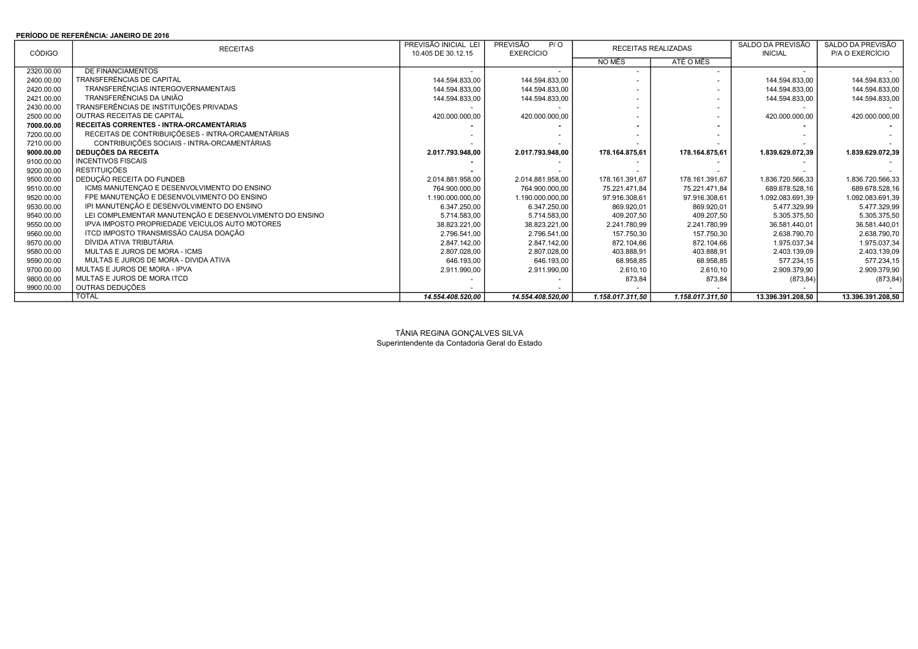**PERÍODO DE REFERÊNCIA: JANEIRO DE 2016**

| CÓDIGO | RECEITAS | PREVISÃO INICIAL LEI 10.405 DE 30.12.15 | PREVISÃO P/ O EXERCÍCIO | RECEITAS REALIZADAS | | SALDO DA PREVISÃO INICIAL | SALDO DA PREVISÃO P/A O EXERCÍCIO |
|---|---|---|---|---|---|---|---|
| | | | | NO MÊS | ATÉ O MÊS | | |
| 2320.00.00 | DE FINANCIAMENTOS | - | - | - | - | - | - |
| 2400.00.00 | TRANSFERÊNCIAS DE CAPITAL | 144.594.833,00 | 144.594.833,00 | - | - | 144.594.833,00 | 144.594.833,00 |
| 2420.00.00 | TRANSFERÊNCIAS INTERGOVERNAMENTAIS | 144.594.833,00 | 144.594.833,00 | - | - | 144.594.833,00 | 144.594.833,00 |
| 2421.00.00 | TRANSFERÊNCIAS DA UNIÃO | 144.594.833,00 | 144.594.833,00 | - | - | 144.594.833,00 | 144.594.833,00 |
| 2430.00.00 | TRANSFERÊNCIAS DE INSTITUIÇÕES PRIVADAS | - | - | - | - | - | - |
| 2500.00.00 | OUTRAS RECEITAS DE CAPITAL | 420.000.000,00 | 420.000.000,00 | - | - | 420.000.000,00 | 420.000.000,00 |
| **7000.00.00** | **RECEITAS CORRENTES - INTRA-ORCAMENTÁRIAS** | **-** | **-** | **-** | **-** | **-** | **-** |
| 7200.00.00 | RECEITAS DE CONTRIBUIÇÕESES - INTRA-ORCAMENTÁRIAS | - | - | - | - | - | - |
| 7210.00.00 | CONTRIBUIÇÕES SOCIAIS - INTRA-ORCAMENTÁRIAS | - | - | - | - | - | - |
| **9000.00.00** | **DEDUÇÕES DA RECEITA** | **2.017.793.948,00** | **2.017.793.948,00** | **178.164.875,61** | **178.164.875,61** | **1.839.629.072,39** | **1.839.629.072,39** |
| 9100.00.00 | INCENTIVOS FISCAIS | - | - | - | - | - | - |
| 9200.00.00 | RESTITUIÇÕES | - | - | - | - | - | - |
| 9500.00.00 | DEDUÇÃO RECEITA DO FUNDEB | 2.014.881.958,00 | 2.014.881.958,00 | 178.161.391,67 | 178.161.391,67 | 1.836.720.566,33 | 1.836.720.566,33 |
| 9510.00.00 | ICMS MANUTENÇAO E DESENVOLVIMENTO DO ENSINO | 764.900.000,00 | 764.900.000,00 | 75.221.471,84 | 75.221.471,84 | 689.678.528,16 | 689.678.528,16 |
| 9520.00.00 | FPE MANUTENÇÃO E DESENVOLVIMENTO DO ENSINO | 1.190.000.000,00 | 1.190.000.000,00 | 97.916.308,61 | 97.916.308,61 | 1.092.083.691,39 | 1.092.083.691,39 |
| 9530.00.00 | IPI MANUTENÇÃO E DESENVOLVIMENTO DO ENSINO | 6.347.250,00 | 6.347.250,00 | 869.920,01 | 869.920,01 | 5.477.329,99 | 5.477.329,99 |
| 9540.00.00 | LEI COMPLEMENTAR MANUTENÇÃO E DESENVOLVIMENTO DO ENSINO | 5.714.583,00 | 5.714.583,00 | 409.207,50 | 409.207,50 | 5.305.375,50 | 5.305.375,50 |
| 9550.00.00 | IPVA IMPOSTO PROPRIEDADE VEICULOS AUTO MOTORES | 38.823.221,00 | 38.823.221,00 | 2.241.780,99 | 2.241.780,99 | 36.581.440,01 | 36.581.440,01 |
| 9560.00.00 | ITCD IMPOSTO TRANSMISSÃO CAUSA DOAÇÃO | 2.796.541,00 | 2.796.541,00 | 157.750,30 | 157.750,30 | 2.638.790,70 | 2.638.790,70 |
| 9570.00.00 | DÍVIDA ATIVA TRIBUTÁRIA | 2.847.142,00 | 2.847.142,00 | 872.104,66 | 872.104,66 | 1.975.037,34 | 1.975.037,34 |
| 9580.00.00 | MULTAS E JUROS DE MORA - ICMS | 2.807.028,00 | 2.807.028,00 | 403.888,91 | 403.888,91 | 2.403.139,09 | 2.403.139,09 |
| 9590.00.00 | MULTAS E JUROS DE MORA - DIVIDA ATIVA | 646.193,00 | 646.193,00 | 68.958,85 | 68.958,85 | 577.234,15 | 577.234,15 |
| 9700.00.00 | MULTAS E JUROS DE MORA - IPVA | 2.911.990,00 | 2.911.990,00 | 2.610,10 | 2.610,10 | 2.909.379,90 | 2.909.379,90 |
| 9800.00.00 | MULTAS E JUROS DE MORA ITCD | - | - | 873,84 | 873,84 | (873,84) | (873,84) |
| 9900.00.00 | OUTRAS DEDUÇÕES | - | - | - | - | - | - |
| | TOTAL | *14.554.408.520,00* | *14.554.408.520,00* | *1.158.017.311,50* | *1.158.017.311,50* | **13.396.391.208,50** | **13.396.391.208,50** |

TÂNIA REGINA GONÇALVES SILVA
Superintendente da Contadoria Geral do Estado